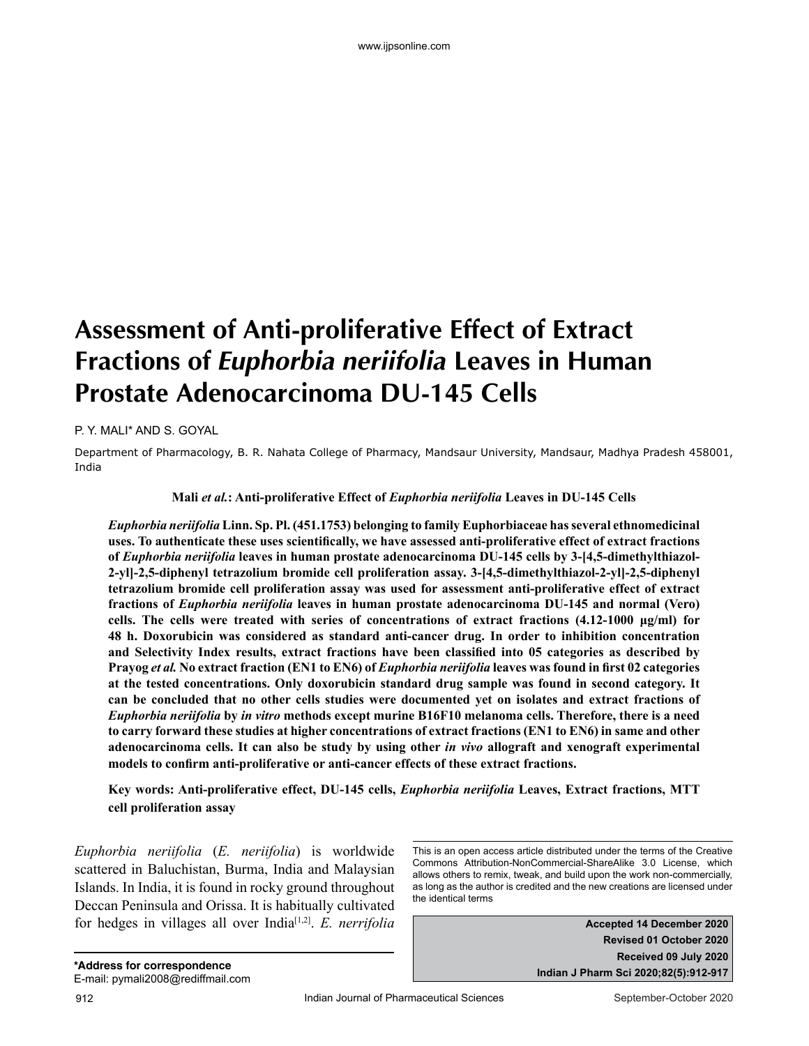# Assessment of Anti-proliferative Effect of Extract Fractions of *Euphorbia neriifolia* Leaves in Human Prostate Adenocarcinoma DU-145 Cells

P. Y. MALI* AND S. GOYAL

Department of Pharmacology, B. R. Nahata College of Pharmacy, Mandsaur University, Mandsaur, Madhya Pradesh 458001, India

**Mali *et al.*: Anti-proliferative Effect of *Euphorbia neriifolia* Leaves in DU-145 Cells**

***Euphorbia neriifolia* Linn. Sp. Pl. (451.1753) belonging to family Euphorbiaceae has several ethnomedicinal uses. To authenticate these uses scientifically, we have assessed anti-proliferative effect of extract fractions of *Euphorbia neriifolia* leaves in human prostate adenocarcinoma DU-145 cells by 3-[4,5-dimethylthiazol-2-yl]-2,5-diphenyl tetrazolium bromide cell proliferation assay. 3-[4,5-dimethylthiazol-2-yl]-2,5-diphenyl tetrazolium bromide cell proliferation assay was used for assessment anti-proliferative effect of extract fractions of *Euphorbia neriifolia* leaves in human prostate adenocarcinoma DU-145 and normal (Vero) cells. The cells were treated with series of concentrations of extract fractions (4.12-1000 µg/ml) for 48 h. Doxorubicin was considered as standard anti-cancer drug. In order to inhibition concentration and Selectivity Index results, extract fractions have been classified into 05 categories as described by Prayog *et al.* No extract fraction (EN1 to EN6) of *Euphorbia neriifolia* leaves was found in first 02 categories at the tested concentrations. Only doxorubicin standard drug sample was found in second category. It can be concluded that no other cells studies were documented yet on isolates and extract fractions of *Euphorbia neriifolia* by *in vitro* methods except murine B16F10 melanoma cells. Therefore, there is a need to carry forward these studies at higher concentrations of extract fractions (EN1 to EN6) in same and other adenocarcinoma cells. It can also be study by using other *in vivo* allograft and xenograft experimental models to confirm anti-proliferative or anti-cancer effects of these extract fractions.**

**Key words: Anti-proliferative effect, DU-145 cells, *Euphorbia neriifolia* Leaves, Extract fractions, MTT cell proliferation assay**

*Euphorbia neriifolia* (*E. neriifolia*) is worldwide scattered in Baluchistan, Burma, India and Malaysian Islands. In India, it is found in rocky ground throughout Deccan Peninsula and Orissa. It is habitually cultivated for hedges in villages all over India[1,2]. *E. nerrifolia*

This is an open access article distributed under the terms of the Creative Commons Attribution-NonCommercial-ShareAlike 3.0 License, which allows others to remix, tweak, and build upon the work non-commercially, as long as the author is credited and the new creations are licensed under the identical terms

Accepted 14 December 2020
Revised 01 October 2020
Received 09 July 2020
Indian J Pharm Sci 2020;82(5):912-917

**\*Address for correspondence**
E-mail: pymali2008@rediffmail.com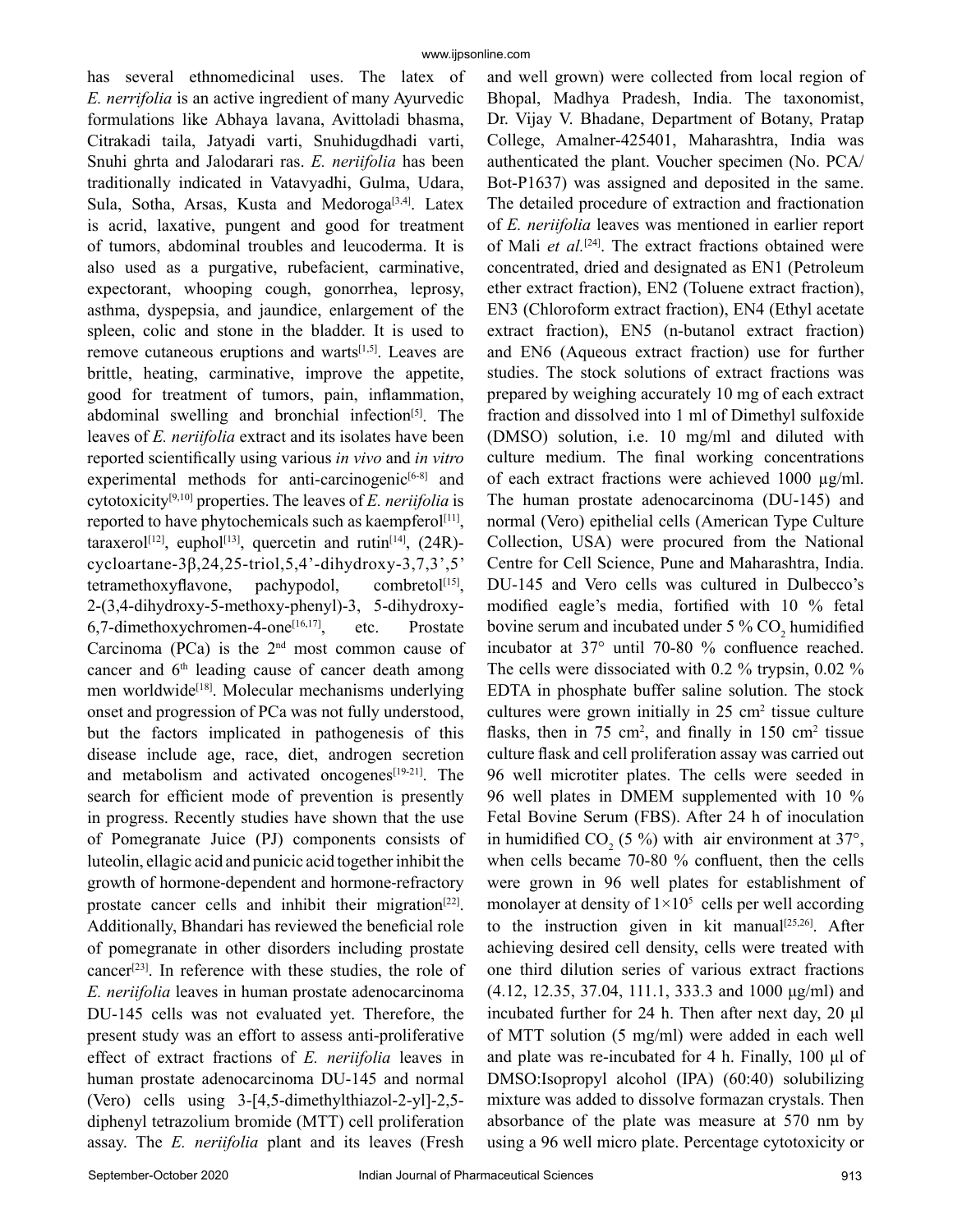has several ethnomedicinal uses. The latex of *E. nerrifolia* is an active ingredient of many Ayurvedic formulations like Abhaya lavana, Avittoladi bhasma, Citrakadi taila, Jatyadi varti, Snuhidugdhadi varti, Snuhi ghrta and Jalodarari ras. *E. neriifolia* has been traditionally indicated in Vatavyadhi, Gulma, Udara, Sula, Sotha, Arsas, Kusta and Medoroga[3,4]. Latex is acrid, laxative, pungent and good for treatment of tumors, abdominal troubles and leucoderma. It is also used as a purgative, rubefacient, carminative, expectorant, whooping cough, gonorrhea, leprosy, asthma, dyspepsia, and jaundice, enlargement of the spleen, colic and stone in the bladder. It is used to remove cutaneous eruptions and warts[1,5]. Leaves are brittle, heating, carminative, improve the appetite, good for treatment of tumors, pain, inflammation, abdominal swelling and bronchial infection[5]. The leaves of *E. neriifolia* extract and its isolates have been reported scientifically using various *in vivo* and *in vitro* experimental methods for anti-carcinogenic[6-8] and cytotoxicity[9,10] properties. The leaves of *E. neriifolia* is reported to have phytochemicals such as kaempferol[11], taraxerol[12], euphol[13], quercetin and rutin[14], (24R)-cycloartane-3β,24,25-triol,5,4'-dihydroxy-3,7,3',5' tetramethoxyflavone, pachypodol, combretol[15], 2-(3,4-dihydroxy-5-methoxy-phenyl)-3, 5-dihydroxy-6,7-dimethoxychromen-4-one[16,17], etc. Prostate Carcinoma (PCa) is the 2nd most common cause of cancer and 6th leading cause of cancer death among men worldwide[18]. Molecular mechanisms underlying onset and progression of PCa was not fully understood, but the factors implicated in pathogenesis of this disease include age, race, diet, androgen secretion and metabolism and activated oncogenes[19-21]. The search for efficient mode of prevention is presently in progress. Recently studies have shown that the use of Pomegranate Juice (PJ) components consists of luteolin, ellagic acid and punicic acid together inhibit the growth of hormone-dependent and hormone-refractory prostate cancer cells and inhibit their migration[22]. Additionally, Bhandari has reviewed the beneficial role of pomegranate in other disorders including prostate cancer[23]. In reference with these studies, the role of *E. neriifolia* leaves in human prostate adenocarcinoma DU-145 cells was not evaluated yet. Therefore, the present study was an effort to assess anti-proliferative effect of extract fractions of *E. neriifolia* leaves in human prostate adenocarcinoma DU-145 and normal (Vero) cells using 3-[4,5-dimethylthiazol-2-yl]-2,5-diphenyl tetrazolium bromide (MTT) cell proliferation assay. The *E. neriifolia* plant and its leaves (Fresh and well grown) were collected from local region of Bhopal, Madhya Pradesh, India. The taxonomist, Dr. Vijay V. Bhadane, Department of Botany, Pratap College, Amalner-425401, Maharashtra, India was authenticated the plant. Voucher specimen (No. PCA/Bot-P1637) was assigned and deposited in the same. The detailed procedure of extraction and fractionation of *E. neriifolia* leaves was mentioned in earlier report of Mali *et al.*[24]. The extract fractions obtained were concentrated, dried and designated as EN1 (Petroleum ether extract fraction), EN2 (Toluene extract fraction), EN3 (Chloroform extract fraction), EN4 (Ethyl acetate extract fraction), EN5 (n-butanol extract fraction) and EN6 (Aqueous extract fraction) use for further studies. The stock solutions of extract fractions was prepared by weighing accurately 10 mg of each extract fraction and dissolved into 1 ml of Dimethyl sulfoxide (DMSO) solution, i.e. 10 mg/ml and diluted with culture medium. The final working concentrations of each extract fractions were achieved 1000 µg/ml. The human prostate adenocarcinoma (DU-145) and normal (Vero) epithelial cells (American Type Culture Collection, USA) were procured from the National Centre for Cell Science, Pune and Maharashtra, India. DU-145 and Vero cells was cultured in Dulbecco's modified eagle's media, fortified with 10 % fetal bovine serum and incubated under 5 % $CO_2$ humidified incubator at 37° until 70-80 % confluence reached. The cells were dissociated with 0.2 % trypsin, 0.02 % EDTA in phosphate buffer saline solution. The stock cultures were grown initially in 25 $cm^2$ tissue culture flasks, then in 75 $cm^2$, and finally in 150 $cm^2$ tissue culture flask and cell proliferation assay was carried out 96 well microtiter plates. The cells were seeded in 96 well plates in DMEM supplemented with 10 % Fetal Bovine Serum (FBS). After 24 h of inoculation in humidified $CO_2$ (5 %) with air environment at 37°, when cells became 70-80 % confluent, then the cells were grown in 96 well plates for establishment of monolayer at density of $1\times10^5$ cells per well according to the instruction given in kit manual[25,26]. After achieving desired cell density, cells were treated with one third dilution series of various extract fractions (4.12, 12.35, 37.04, 111.1, 333.3 and 1000 µg/ml) and incubated further for 24 h. Then after next day, 20 µl of MTT solution (5 mg/ml) were added in each well and plate was re-incubated for 4 h. Finally, 100 µl of DMSO:Isopropyl alcohol (IPA) (60:40) solubilizing mixture was added to dissolve formazan crystals. Then absorbance of the plate was measure at 570 nm by using a 96 well micro plate. Percentage cytotoxicity or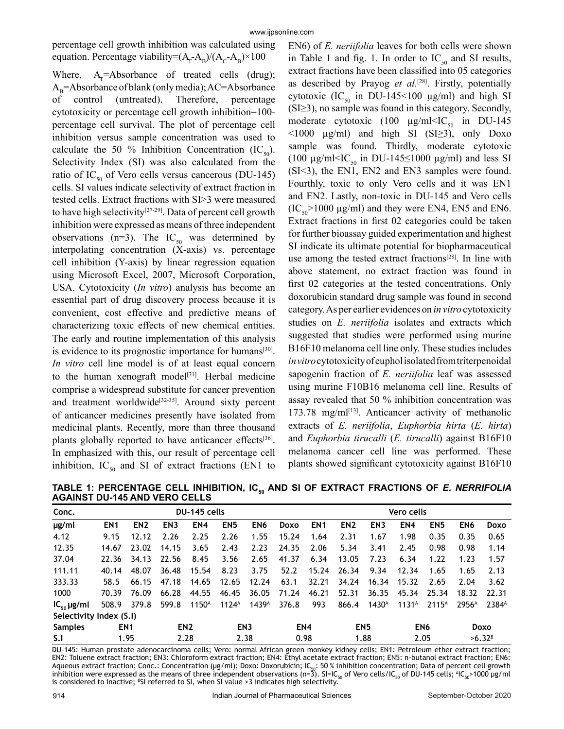percentage cell growth inhibition was calculated using equation. Percentage viability=$(A_T-A_B)/(A_C-A_B)\times100$

Where, $A_T$=Absorbance of treated cells (drug); $A_B$=Absorbance of blank (only media); AC=Absorbance of control (untreated). Therefore, percentage cytotoxicity or percentage cell growth inhibition=100-percentage cell survival. The plot of percentage cell inhibition versus sample concentration was used to calculate the 50 % Inhibition Concentration ($IC_{50}$). Selectivity Index (SI) was also calculated from the ratio of $IC_{50}$ of Vero cells versus cancerous (DU-145) cells. SI values indicate selectivity of extract fraction in tested cells. Extract fractions with SI>3 were measured to have high selectivity[27-29]. Data of percent cell growth inhibition were expressed as means of three independent observations (n=3). The $IC_{50}$ was determined by interpolating concentration (X-axis) vs. percentage cell inhibition (Y-axis) by linear regression equation using Microsoft Excel, 2007, Microsoft Corporation, USA. Cytotoxicity (*In vitro*) analysis has become an essential part of drug discovery process because it is convenient, cost effective and predictive means of characterizing toxic effects of new chemical entities. The early and routine implementation of this analysis is evidence to its prognostic importance for humans[30]. *In vitro* cell line model is of at least equal concern to the human xenograft model[31]. Herbal medicine comprise a widespread substitute for cancer prevention and treatment worldwide[32-35]. Around sixty percent of anticancer medicines presently have isolated from medicinal plants. Recently, more than three thousand plants globally reported to have anticancer effects[36]. In emphasized with this, our result of percentage cell inhibition, $IC_{50}$ and SI of extract fractions (EN1 to EN6) of *E. neriifolia* leaves for both cells were shown in Table 1 and fig. 1. In order to $IC_{50}$ and SI results, extract fractions have been classified into 05 categories as described by Prayog *et al.*[28]. Firstly, potentially cytotoxic ($IC_{50}$ in DU-145<100 µg/ml) and high SI (SI≥3), no sample was found in this category. Secondly, moderate cytotoxic (100 µg/ml<$IC_{50}$ in DU-145 <1000 µg/ml) and high SI (SI≥3), only Doxo sample was found. Thirdly, moderate cytotoxic (100 µg/ml<$IC_{50}$ in DU-145≤1000 µg/ml) and less SI (SI<3), the EN1, EN2 and EN3 samples were found. Fourthly, toxic to only Vero cells and it was EN1 and EN2. Lastly, non-toxic in DU-145 and Vero cells ($IC_{50}$>1000 µg/ml) and they were EN4, EN5 and EN6. Extract fractions in first 02 categories could be taken for further bioassay guided experimentation and highest SI indicate its ultimate potential for biopharmaceutical use among the tested extract fractions[28]. In line with above statement, no extract fraction was found in first 02 categories at the tested concentrations. Only doxorubicin standard drug sample was found in second category. As per earlier evidences on *in vitro* cytotoxicity studies on *E. neriifolia* isolates and extracts which suggested that studies were performed using murine B16F10 melanoma cell line only. These studies includes *in vitro* cytotoxicity of euphol isolated from triterpenoidal sapogenin fraction of *E. neriifolia* leaf was assessed using murine F10B16 melanoma cell line. Results of assay revealed that 50 % inhibition concentration was 173.78 mg/ml[13]. Anticancer activity of methanolic extracts of *E. neriifolia*, *Euphorbia hirta* (*E. hirta*) and *Euphorbia tirucalli* (*E. tirucalli*) against B16F10 melanoma cancer cell line was performed. These plants showed significant cytotoxicity against B16F10

**TABLE 1: PERCENTAGE CELL INHIBITION, $IC_{50}$ AND SI OF EXTRACT FRACTIONS OF *E. NERRIFOLIA* AGAINST DU-145 AND VERO CELLS**

| Conc. | DU-145 cells | | | | | | | Vero cells | | | | | | |
|---|---|---|---|---|---|---|---|---|---|---|---|---|---|---|
| µg/ml | EN1 | EN2 | EN3 | EN4 | EN5 | EN6 | Doxo | EN1 | EN2 | EN3 | EN4 | EN5 | EN6 | Doxo |
| 4.12 | 9.15 | 12.12 | 2.26 | 2.25 | 2.26 | 1.55 | 15.24 | 1.64 | 2.31 | 1.67 | 1.98 | 0.35 | 0.35 | 0.65 |
| 12.35 | 14.67 | 23.02 | 14.15 | 3.65 | 2.43 | 2.23 | 24.35 | 2.06 | 5.34 | 3.41 | 2.45 | 0.98 | 0.98 | 1.14 |
| 37.04 | 22.36 | 34.13 | 22.56 | 8.45 | 3.56 | 2.65 | 41.37 | 6.34 | 13.05 | 7.23 | 6.34 | 1.22 | 1.23 | 1.57 |
| 111.11 | 40.14 | 48.07 | 36.48 | 15.54 | 8.23 | 3.75 | 52.2 | 15.24 | 26.34 | 9.34 | 12.34 | 1.65 | 1.65 | 2.13 |
| 333.33 | 58.5 | 66.15 | 47.18 | 14.65 | 12.65 | 12.24 | 63.1 | 32.21 | 34.24 | 16.34 | 15.32 | 2.65 | 2.04 | 3.62 |
| 1000 | 70.39 | 76.09 | 66.28 | 44.55 | 46.45 | 36.05 | 71.24 | 46.21 | 52.31 | 36.35 | 45.34 | 25.34 | 18.32 | 22.31 |
| $IC_{50}$ µg/ml | 508.9 | 379.8 | 599.8 | 1150[A] | 1124[A] | 1439[A] | 376.8 | 993 | 866.4 | 1430[A] | 1131[A] | 2115[A] | 2956[A] | 2384[A] |
| **Selectivity Index (S.I)** | | | | | | | | | | | | | | |
| Samples | EN1 | | EN2 | | EN3 | | EN4 | | EN5 | | EN6 | | Doxo | |
| S.I | 1.95 | | 2.28 | | 2.38 | | 0.98 | | 1.88 | | 2.05 | | >6.32[B] | |

DU-145: Human prostate adenocarcinoma cells; Vero: normal African green monkey kidney cells; EN1: Petroleum ether extract fraction; EN2: Toluene extract fraction; EN3: Chloroform extract fraction; EN4: Ethyl acetate extract fraction; EN5: n-butanol extract fraction; EN6: Aqueous extract fraction; Conc.: Concentration (µg/ml); Doxo: Doxorubicin; $IC_{50}$: 50 % inhibition concentration; Data of percent cell growth inhibition were expressed as the means of three independent observations (n=3). SI=$IC_{50}$ of Vero cells/$IC_{50}$ of DU-145 cells; [A]$IC_{50}$>1000 µg/ml is considered to inactive; [B]SI referred to SI, when SI value >3 indicates high selectivity.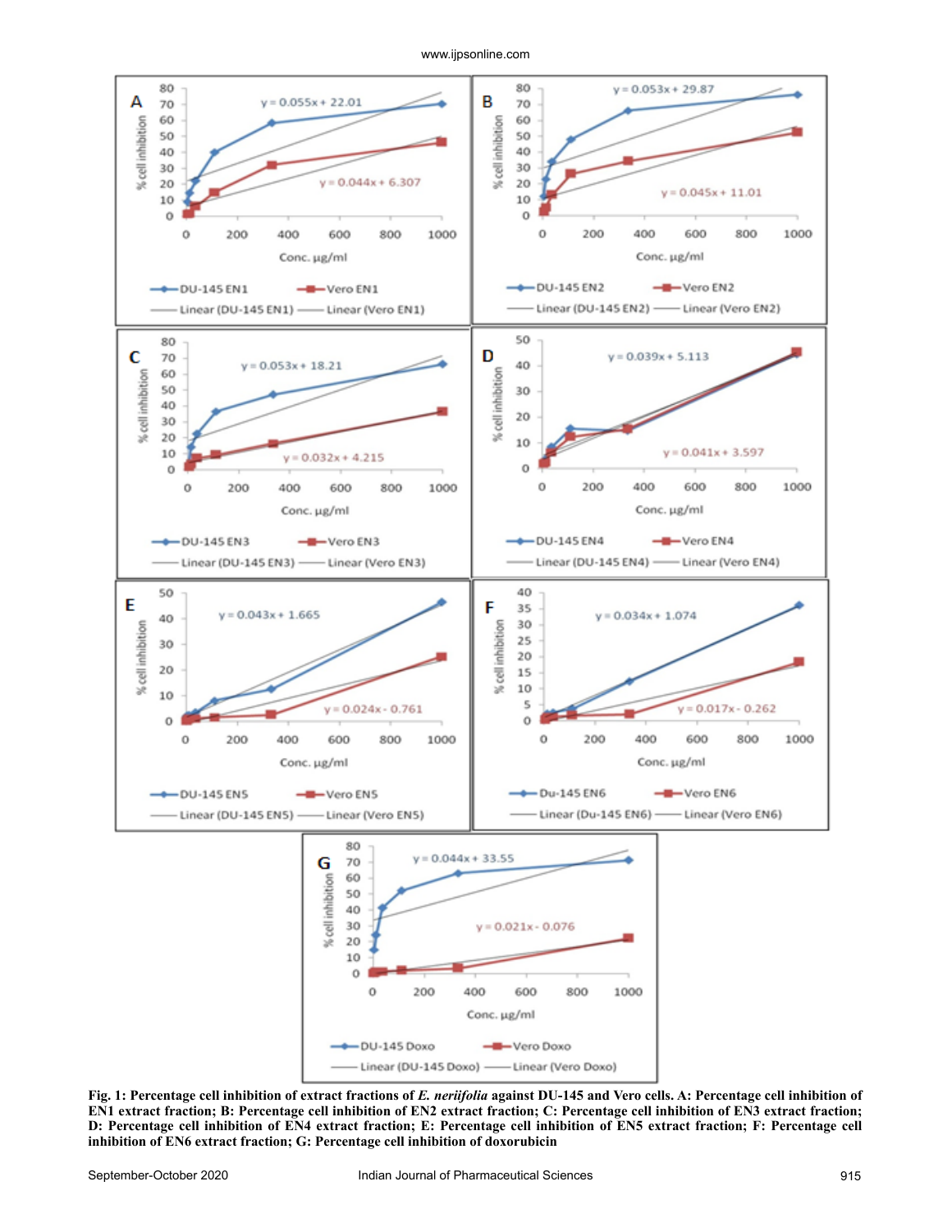**Fig. 1: Percentage cell inhibition of extract fractions of *E. neriifolia* against DU-145 and Vero cells. A: Percentage cell inhibition of EN1 extract fraction; B: Percentage cell inhibition of EN2 extract fraction; C: Percentage cell inhibition of EN3 extract fraction; D: Percentage cell inhibition of EN4 extract fraction; E: Percentage cell inhibition of EN5 extract fraction; F: Percentage cell inhibition of EN6 extract fraction; G: Percentage cell inhibition of doxorubicin**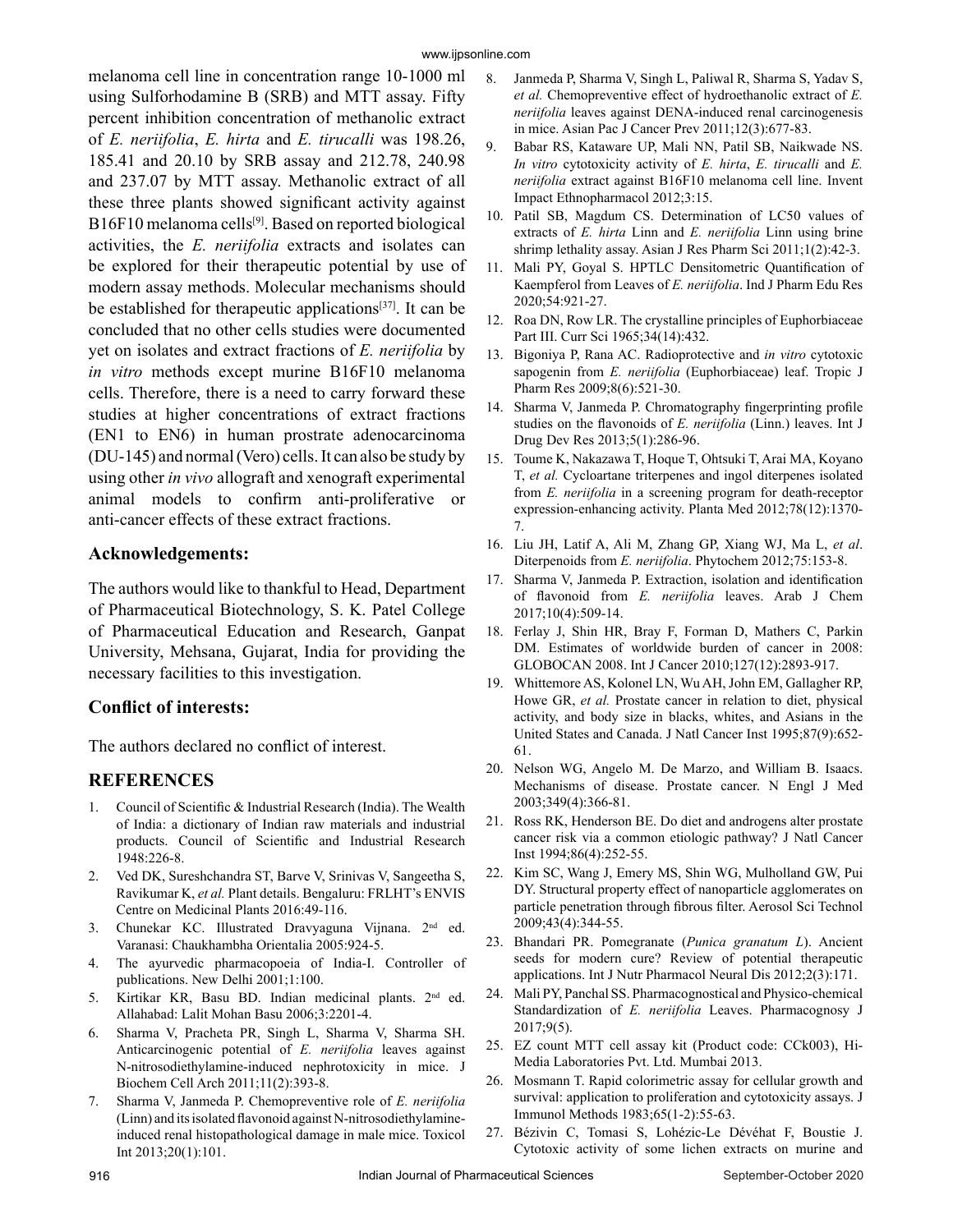melanoma cell line in concentration range 10-1000 ml using Sulforhodamine B (SRB) and MTT assay. Fifty percent inhibition concentration of methanolic extract of *E. neriifolia*, *E. hirta* and *E. tirucalli* was 198.26, 185.41 and 20.10 by SRB assay and 212.78, 240.98 and 237.07 by MTT assay. Methanolic extract of all these three plants showed significant activity against B16F10 melanoma cells[9]. Based on reported biological activities, the *E. neriifolia* extracts and isolates can be explored for their therapeutic potential by use of modern assay methods. Molecular mechanisms should be established for therapeutic applications[37]. It can be concluded that no other cells studies were documented yet on isolates and extract fractions of *E. neriifolia* by *in vitro* methods except murine B16F10 melanoma cells. Therefore, there is a need to carry forward these studies at higher concentrations of extract fractions (EN1 to EN6) in human prostrate adenocarcinoma (DU-145) and normal (Vero) cells. It can also be study by using other *in vivo* allograft and xenograft experimental animal models to confirm anti-proliferative or anti-cancer effects of these extract fractions.

## Acknowledgements:

The authors would like to thankful to Head, Department of Pharmaceutical Biotechnology, S. K. Patel College of Pharmaceutical Education and Research, Ganpat University, Mehsana, Gujarat, India for providing the necessary facilities to this investigation.

## Conflict of interests:

The authors declared no conflict of interest.

## REFERENCES

1. Council of Scientific & Industrial Research (India). The Wealth of India: a dictionary of Indian raw materials and industrial products. Council of Scientific and Industrial Research 1948:226-8.
2. Ved DK, Sureshchandra ST, Barve V, Srinivas V, Sangeetha S, Ravikumar K, *et al.* Plant details. Bengaluru: FRLHT's ENVIS Centre on Medicinal Plants 2016:49-116.
3. Chunekar KC. Illustrated Dravyaguna Vijnana. 2nd ed. Varanasi: Chaukhambha Orientalia 2005:924-5.
4. The ayurvedic pharmacopoeia of India-I. Controller of publications. New Delhi 2001;1:100.
5. Kirtikar KR, Basu BD. Indian medicinal plants. 2nd ed. Allahabad: Lalit Mohan Basu 2006;3:2201-4.
6. Sharma V, Pracheta PR, Singh L, Sharma V, Sharma SH. Anticarcinogenic potential of *E. neriifolia* leaves against N-nitrosodiethylamine-induced nephrotoxicity in mice. J Biochem Cell Arch 2011;11(2):393-8.
7. Sharma V, Janmeda P. Chemopreventive role of *E. neriifolia* (Linn) and its isolated flavonoid against N-nitrosodiethylamine-induced renal histopathological damage in male mice. Toxicol Int 2013;20(1):101.
8. Janmeda P, Sharma V, Singh L, Paliwal R, Sharma S, Yadav S, *et al.* Chemopreventive effect of hydroethanolic extract of *E. neriifolia* leaves against DENA-induced renal carcinogenesis in mice. Asian Pac J Cancer Prev 2011;12(3):677-83.
9. Babar RS, Kataware UP, Mali NN, Patil SB, Naikwade NS. *In vitro* cytotoxicity activity of *E. hirta*, *E. tirucalli* and *E. neriifolia* extract against B16F10 melanoma cell line. Invent Impact Ethnopharmacol 2012;3:15.
10. Patil SB, Magdum CS. Determination of LC50 values of extracts of *E. hirta* Linn and *E. neriifolia* Linn using brine shrimp lethality assay. Asian J Res Pharm Sci 2011;1(2):42-3.
11. Mali PY, Goyal S. HPTLC Densitometric Quantification of Kaempferol from Leaves of *E. neriifolia*. Ind J Pharm Edu Res 2020;54:921-27.
12. Roa DN, Row LR. The crystalline principles of Euphorbiaceae Part III. Curr Sci 1965;34(14):432.
13. Bigoniya P, Rana AC. Radioprotective and *in vitro* cytotoxic sapogenin from *E. neriifolia* (Euphorbiaceae) leaf. Tropic J Pharm Res 2009;8(6):521-30.
14. Sharma V, Janmeda P. Chromatography fingerprinting profile studies on the flavonoids of *E. neriifolia* (Linn.) leaves. Int J Drug Dev Res 2013;5(1):286-96.
15. Toume K, Nakazawa T, Hoque T, Ohtsuki T, Arai MA, Koyano T, *et al.* Cycloartane triterpenes and ingol diterpenes isolated from *E. neriifolia* in a screening program for death-receptor expression-enhancing activity. Planta Med 2012;78(12):1370-7.
16. Liu JH, Latif A, Ali M, Zhang GP, Xiang WJ, Ma L, *et al*. Diterpenoids from *E. neriifolia*. Phytochem 2012;75:153-8.
17. Sharma V, Janmeda P. Extraction, isolation and identification of flavonoid from *E. neriifolia* leaves. Arab J Chem 2017;10(4):509-14.
18. Ferlay J, Shin HR, Bray F, Forman D, Mathers C, Parkin DM. Estimates of worldwide burden of cancer in 2008: GLOBOCAN 2008. Int J Cancer 2010;127(12):2893-917.
19. Whittemore AS, Kolonel LN, Wu AH, John EM, Gallagher RP, Howe GR, *et al.* Prostate cancer in relation to diet, physical activity, and body size in blacks, whites, and Asians in the United States and Canada. J Natl Cancer Inst 1995;87(9):652-61.
20. Nelson WG, Angelo M. De Marzo, and William B. Isaacs. Mechanisms of disease. Prostate cancer. N Engl J Med 2003;349(4):366-81.
21. Ross RK, Henderson BE. Do diet and androgens alter prostate cancer risk via a common etiologic pathway? J Natl Cancer Inst 1994;86(4):252-55.
22. Kim SC, Wang J, Emery MS, Shin WG, Mulholland GW, Pui DY. Structural property effect of nanoparticle agglomerates on particle penetration through fibrous filter. Aerosol Sci Technol 2009;43(4):344-55.
23. Bhandari PR. Pomegranate (*Punica granatum L*). Ancient seeds for modern cure? Review of potential therapeutic applications. Int J Nutr Pharmacol Neural Dis 2012;2(3):171.
24. Mali PY, Panchal SS. Pharmacognostical and Physico-chemical Standardization of *E. neriifolia* Leaves. Pharmacognosy J 2017;9(5).
25. EZ count MTT cell assay kit (Product code: CCk003), Hi-Media Laboratories Pvt. Ltd. Mumbai 2013.
26. Mosmann T. Rapid colorimetric assay for cellular growth and survival: application to proliferation and cytotoxicity assays. J Immunol Methods 1983;65(1-2):55-63.
27. Bézivin C, Tomasi S, Lohézic-Le Dévéhat F, Boustie J. Cytotoxic activity of some lichen extracts on murine and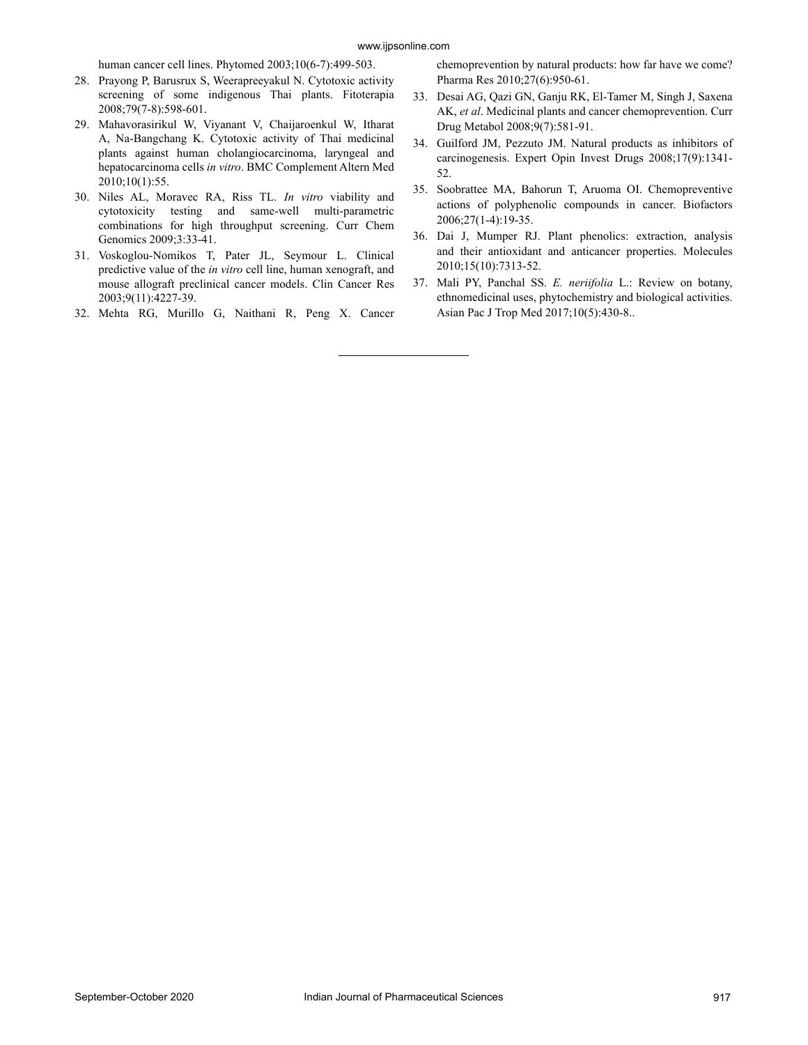human cancer cell lines. Phytomed 2003;10(6-7):499-503.

28. Prayong P, Barusrux S, Weerapreeyakul N. Cytotoxic activity screening of some indigenous Thai plants. Fitoterapia 2008;79(7-8):598-601.
29. Mahavorasirikul W, Viyanant V, Chaijaroenkul W, Itharat A, Na-Bangchang K. Cytotoxic activity of Thai medicinal plants against human cholangiocarcinoma, laryngeal and hepatocarcinoma cells *in vitro*. BMC Complement Altern Med 2010;10(1):55.
30. Niles AL, Moravec RA, Riss TL. *In vitro* viability and cytotoxicity testing and same-well multi-parametric combinations for high throughput screening. Curr Chem Genomics 2009;3:33-41.
31. Voskoglou-Nomikos T, Pater JL, Seymour L. Clinical predictive value of the *in vitro* cell line, human xenograft, and mouse allograft preclinical cancer models. Clin Cancer Res 2003;9(11):4227-39.
32. Mehta RG, Murillo G, Naithani R, Peng X. Cancer chemoprevention by natural products: how far have we come? Pharma Res 2010;27(6):950-61.
33. Desai AG, Qazi GN, Ganju RK, El-Tamer M, Singh J, Saxena AK, *et al*. Medicinal plants and cancer chemoprevention. Curr Drug Metabol 2008;9(7):581-91.
34. Guilford JM, Pezzuto JM. Natural products as inhibitors of carcinogenesis. Expert Opin Invest Drugs 2008;17(9):1341-52.
35. Soobrattee MA, Bahorun T, Aruoma OI. Chemopreventive actions of polyphenolic compounds in cancer. Biofactors 2006;27(1-4):19-35.
36. Dai J, Mumper RJ. Plant phenolics: extraction, analysis and their antioxidant and anticancer properties. Molecules 2010;15(10):7313-52.
37. Mali PY, Panchal SS. *E. neriifolia* L.: Review on botany, ethnomedicinal uses, phytochemistry and biological activities. Asian Pac J Trop Med 2017;10(5):430-8..